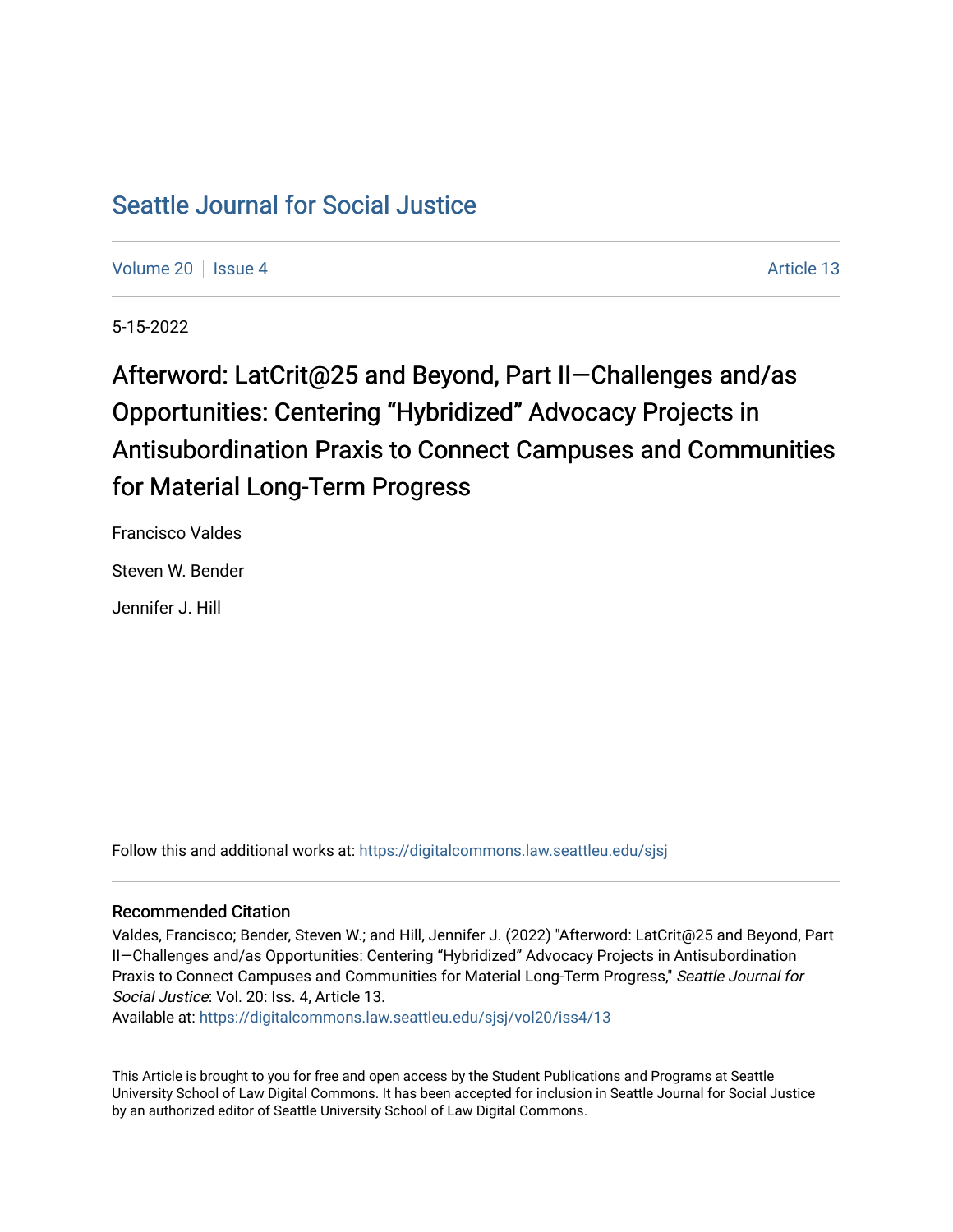# Seattle Journal for Social Justice

Volume 20 | Issue 4 | Article 13

5-15-2022

## Afterword: LatCrit@25 and Beyond, Part II—Challenges and/as Opportunities: Centering “Hybridized” Advocacy Projects in Antisubordination Praxis to Connect Campuses and Communities for Material Long-Term Progress

Francisco Valdes

Steven W. Bender

Jennifer J. Hill

Follow this and additional works at: https://digitalcommons.law.seattleu.edu/sjsj

### Recommended Citation

Valdes, Francisco; Bender, Steven W.; and Hill, Jennifer J. (2022) "Afterword: LatCrit@25 and Beyond, Part II—Challenges and/as Opportunities: Centering “Hybridized” Advocacy Projects in Antisubordination Praxis to Connect Campuses and Communities for Material Long-Term Progress," *Seattle Journal for Social Justice*: Vol. 20: Iss. 4, Article 13.
Available at: https://digitalcommons.law.seattleu.edu/sjsj/vol20/iss4/13

This Article is brought to you for free and open access by the Student Publications and Programs at Seattle University School of Law Digital Commons. It has been accepted for inclusion in Seattle Journal for Social Justice by an authorized editor of Seattle University School of Law Digital Commons.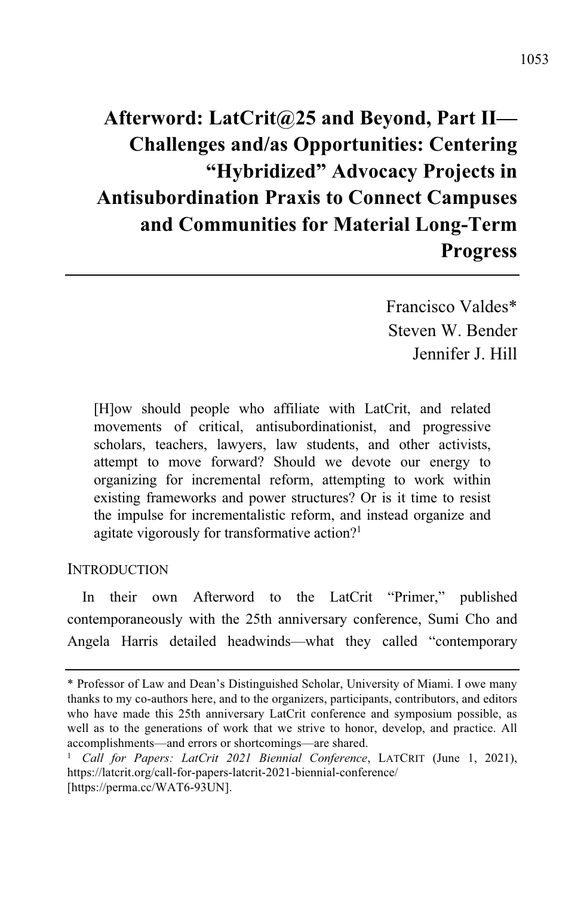# Afterword: LatCrit@25 and Beyond, Part II—Challenges and/as Opportunities: Centering "Hybridized" Advocacy Projects in Antisubordination Praxis to Connect Campuses and Communities for Material Long-Term Progress

Francisco Valdes*
Steven W. Bender
Jennifer J. Hill

> [H]ow should people who affiliate with LatCrit, and related movements of critical, antisubordinationist, and progressive scholars, teachers, lawyers, law students, and other activists, attempt to move forward? Should we devote our energy to organizing for incremental reform, attempting to work within existing frameworks and power structures? Or is it time to resist the impulse for incrementalistic reform, and instead organize and agitate vigorously for transformative action?[1]

## INTRODUCTION

In their own Afterword to the LatCrit "Primer," published contemporaneously with the 25th anniversary conference, Sumi Cho and Angela Harris detailed headwinds—what they called "contemporary

---

\* Professor of Law and Dean's Distinguished Scholar, University of Miami. I owe many thanks to my co-authors here, and to the organizers, participants, contributors, and editors who have made this 25th anniversary LatCrit conference and symposium possible, as well as to the generations of work that we strive to honor, develop, and practice. All accomplishments—and errors or shortcomings—are shared.

[1] *Call for Papers: LatCrit 2021 Biennial Conference*, LATCRIT (June 1, 2021), https://latcrit.org/call-for-papers-latcrit-2021-biennial-conference/ [https://perma.cc/WAT6-93UN].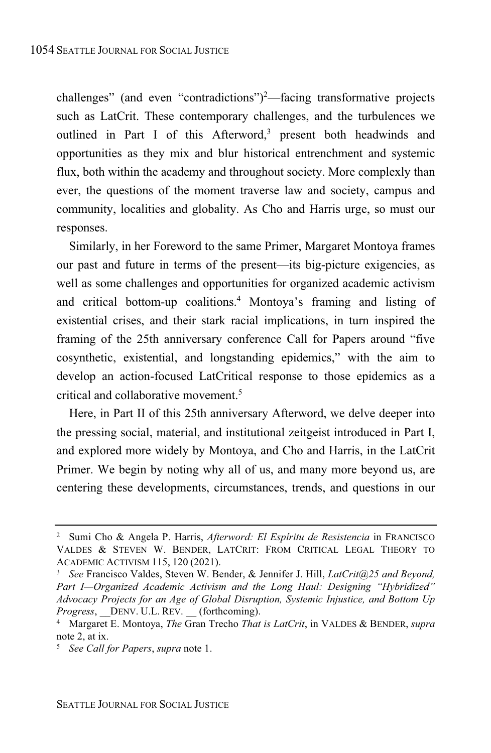challenges" (and even "contradictions")[2]—facing transformative projects such as LatCrit. These contemporary challenges, and the turbulences we outlined in Part I of this Afterword,[3] present both headwinds and opportunities as they mix and blur historical entrenchment and systemic flux, both within the academy and throughout society. More complexly than ever, the questions of the moment traverse law and society, campus and community, localities and globality. As Cho and Harris urge, so must our responses.

Similarly, in her Foreword to the same Primer, Margaret Montoya frames our past and future in terms of the present—its big-picture exigencies, as well as some challenges and opportunities for organized academic activism and critical bottom-up coalitions.[4] Montoya's framing and listing of existential crises, and their stark racial implications, in turn inspired the framing of the 25th anniversary conference Call for Papers around "five cosynthetic, existential, and longstanding epidemics," with the aim to develop an action-focused LatCritical response to those epidemics as a critical and collaborative movement.[5]

Here, in Part II of this 25th anniversary Afterword, we delve deeper into the pressing social, material, and institutional zeitgeist introduced in Part I, and explored more widely by Montoya, and Cho and Harris, in the LatCrit Primer. We begin by noting why all of us, and many more beyond us, are centering these developments, circumstances, trends, and questions in our

---

[2] Sumi Cho & Angela P. Harris, *Afterword: El Espíritu de Resistencia* in FRANCISCO VALDES & STEVEN W. BENDER, LATCRIT: FROM CRITICAL LEGAL THEORY TO ACADEMIC ACTIVISM 115, 120 (2021).

[3] *See* Francisco Valdes, Steven W. Bender, & Jennifer J. Hill, *LatCrit@25 and Beyond, Part I—Organized Academic Activism and the Long Haul: Designing "Hybridized" Advocacy Projects for an Age of Global Disruption, Systemic Injustice, and Bottom Up Progress*, __DENV. U.L. REV. __ (forthcoming).

[4] Margaret E. Montoya, *The* Gran Trecho *That is LatCrit*, in VALDES & BENDER, *supra* note 2, at ix.

[5] *See Call for Papers*, *supra* note 1.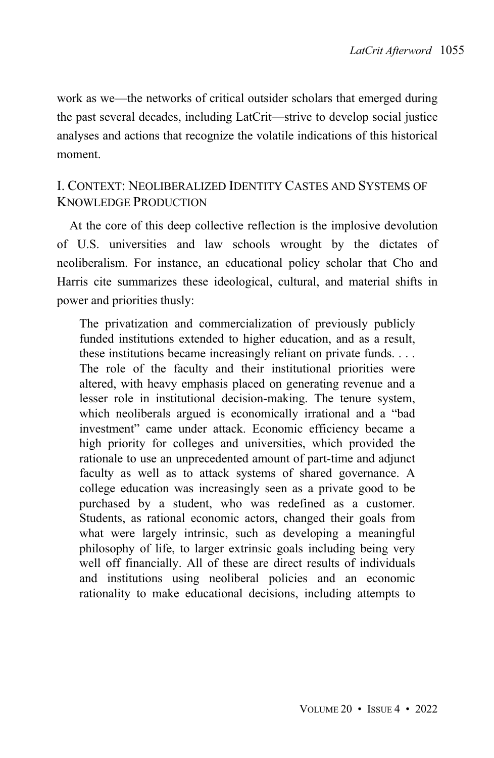work as we—the networks of critical outsider scholars that emerged during the past several decades, including LatCrit—strive to develop social justice analyses and actions that recognize the volatile indications of this historical moment.

## I. CONTEXT: NEOLIBERALIZED IDENTITY CASTES AND SYSTEMS OF KNOWLEDGE PRODUCTION

At the core of this deep collective reflection is the implosive devolution of U.S. universities and law schools wrought by the dictates of neoliberalism. For instance, an educational policy scholar that Cho and Harris cite summarizes these ideological, cultural, and material shifts in power and priorities thusly:

> The privatization and commercialization of previously publicly funded institutions extended to higher education, and as a result, these institutions became increasingly reliant on private funds. . . . The role of the faculty and their institutional priorities were altered, with heavy emphasis placed on generating revenue and a lesser role in institutional decision-making. The tenure system, which neoliberals argued is economically irrational and a "bad investment" came under attack. Economic efficiency became a high priority for colleges and universities, which provided the rationale to use an unprecedented amount of part-time and adjunct faculty as well as to attack systems of shared governance. A college education was increasingly seen as a private good to be purchased by a student, who was redefined as a customer. Students, as rational economic actors, changed their goals from what were largely intrinsic, such as developing a meaningful philosophy of life, to larger extrinsic goals including being very well off financially. All of these are direct results of individuals and institutions using neoliberal policies and an economic rationality to make educational decisions, including attempts to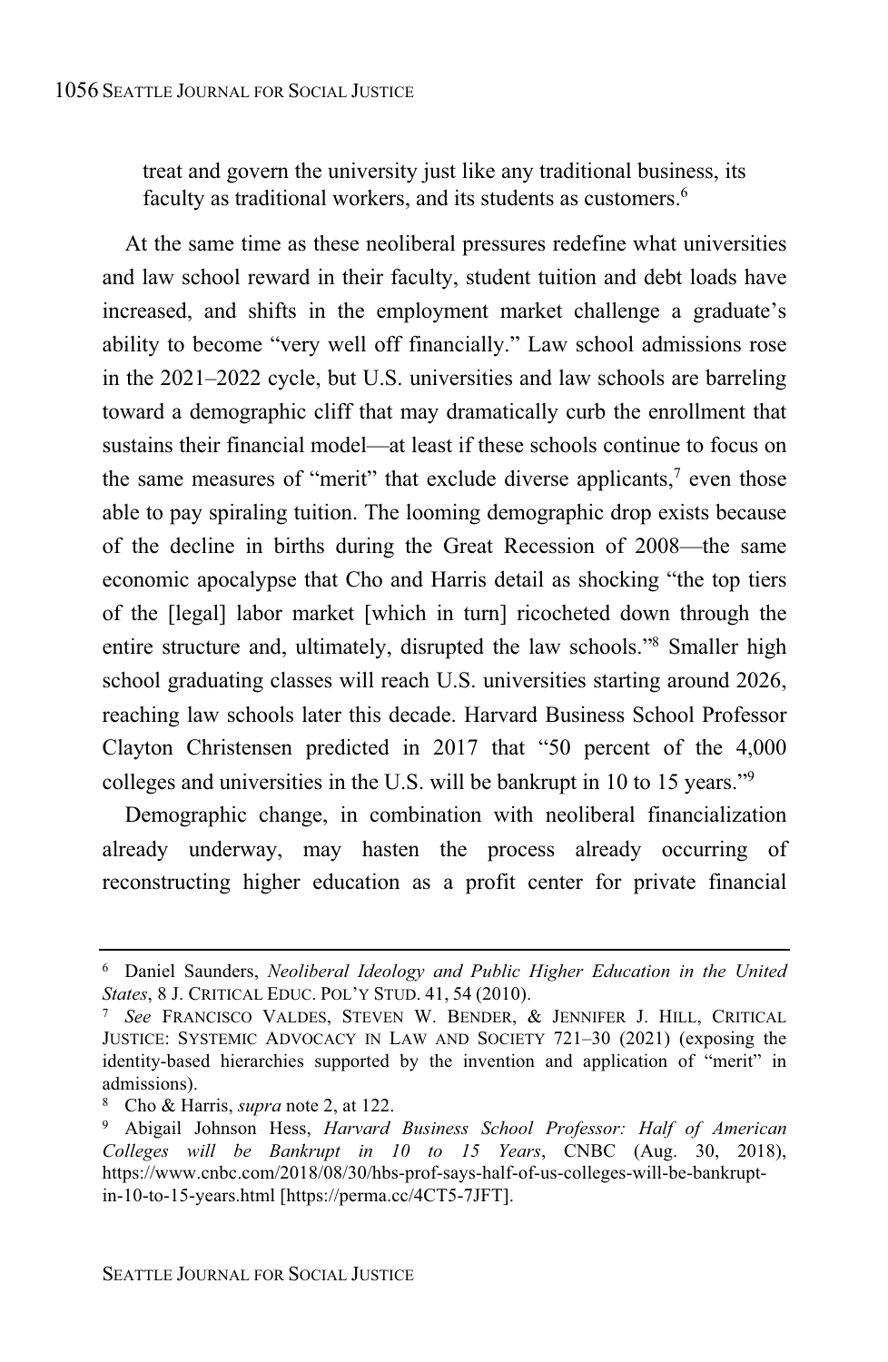treat and govern the university just like any traditional business, its faculty as traditional workers, and its students as customers.[6]

At the same time as these neoliberal pressures redefine what universities and law school reward in their faculty, student tuition and debt loads have increased, and shifts in the employment market challenge a graduate's ability to become "very well off financially." Law school admissions rose in the 2021–2022 cycle, but U.S. universities and law schools are barreling toward a demographic cliff that may dramatically curb the enrollment that sustains their financial model—at least if these schools continue to focus on the same measures of "merit" that exclude diverse applicants,[7] even those able to pay spiraling tuition. The looming demographic drop exists because of the decline in births during the Great Recession of 2008—the same economic apocalypse that Cho and Harris detail as shocking "the top tiers of the [legal] labor market [which in turn] ricocheted down through the entire structure and, ultimately, disrupted the law schools."[8] Smaller high school graduating classes will reach U.S. universities starting around 2026, reaching law schools later this decade. Harvard Business School Professor Clayton Christensen predicted in 2017 that "50 percent of the 4,000 colleges and universities in the U.S. will be bankrupt in 10 to 15 years."[9]

Demographic change, in combination with neoliberal financialization already underway, may hasten the process already occurring of reconstructing higher education as a profit center for private financial

---

[6] Daniel Saunders, *Neoliberal Ideology and Public Higher Education in the United States*, 8 J. CRITICAL EDUC. POL'Y STUD. 41, 54 (2010).

[7] *See* FRANCISCO VALDES, STEVEN W. BENDER, & JENNIFER J. HILL, CRITICAL JUSTICE: SYSTEMIC ADVOCACY IN LAW AND SOCIETY 721–30 (2021) (exposing the identity-based hierarchies supported by the invention and application of "merit" in admissions).

[8] Cho & Harris, *supra* note 2, at 122.

[9] Abigail Johnson Hess, *Harvard Business School Professor: Half of American Colleges will be Bankrupt in 10 to 15 Years*, CNBC (Aug. 30, 2018), https://www.cnbc.com/2018/08/30/hbs-prof-says-half-of-us-colleges-will-be-bankrupt-in-10-to-15-years.html [https://perma.cc/4CT5-7JFT].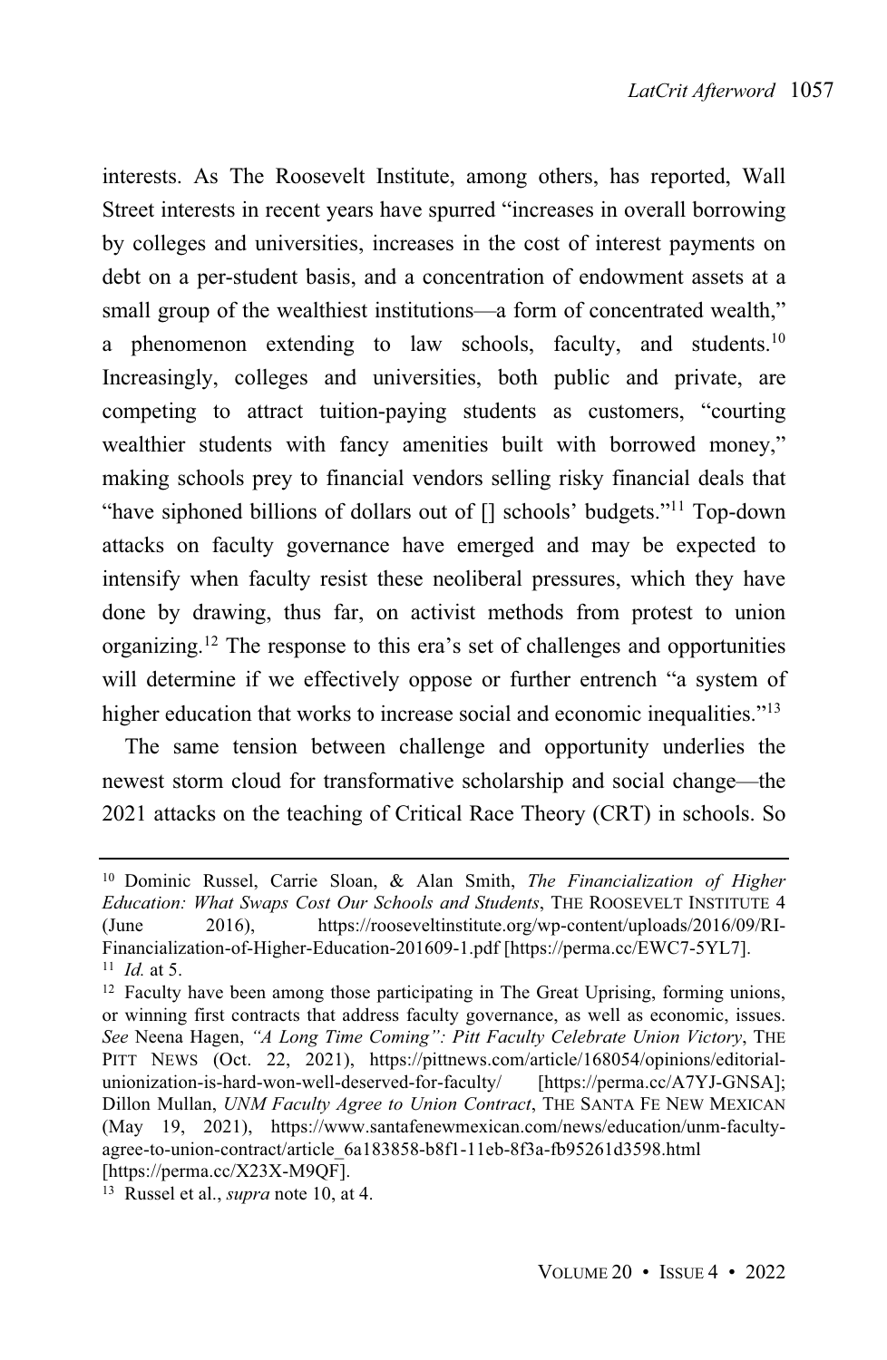interests. As The Roosevelt Institute, among others, has reported, Wall Street interests in recent years have spurred "increases in overall borrowing by colleges and universities, increases in the cost of interest payments on debt on a per-student basis, and a concentration of endowment assets at a small group of the wealthiest institutions—a form of concentrated wealth," a phenomenon extending to law schools, faculty, and students.[10] Increasingly, colleges and universities, both public and private, are competing to attract tuition-paying students as customers, "courting wealthier students with fancy amenities built with borrowed money," making schools prey to financial vendors selling risky financial deals that "have siphoned billions of dollars out of [] schools' budgets."[11] Top-down attacks on faculty governance have emerged and may be expected to intensify when faculty resist these neoliberal pressures, which they have done by drawing, thus far, on activist methods from protest to union organizing.[12] The response to this era's set of challenges and opportunities will determine if we effectively oppose or further entrench "a system of higher education that works to increase social and economic inequalities."[13]

The same tension between challenge and opportunity underlies the newest storm cloud for transformative scholarship and social change—the 2021 attacks on the teaching of Critical Race Theory (CRT) in schools. So

---

[10] Dominic Russel, Carrie Sloan, & Alan Smith, *The Financialization of Higher Education: What Swaps Cost Our Schools and Students*, THE ROOSEVELT INSTITUTE 4 (June 2016), https://rooseveltinstitute.org/wp-content/uploads/2016/09/RI-Financialization-of-Higher-Education-201609-1.pdf [https://perma.cc/EWC7-5YL7].

[11] *Id.* at 5.

[12] Faculty have been among those participating in The Great Uprising, forming unions, or winning first contracts that address faculty governance, as well as economic, issues. *See* Neena Hagen, *"A Long Time Coming": Pitt Faculty Celebrate Union Victory*, THE PITT NEWS (Oct. 22, 2021), https://pittnews.com/article/168054/opinions/editorial-unionization-is-hard-won-well-deserved-for-faculty/ [https://perma.cc/A7YJ-GNSA]; Dillon Mullan, *UNM Faculty Agree to Union Contract*, THE SANTA FE NEW MEXICAN (May 19, 2021), https://www.santafenewmexican.com/news/education/unm-faculty-agree-to-union-contract/article_6a183858-b8f1-11eb-8f3a-fb95261d3598.html [https://perma.cc/X23X-M9QF].

[13] Russel et al., *supra* note 10, at 4.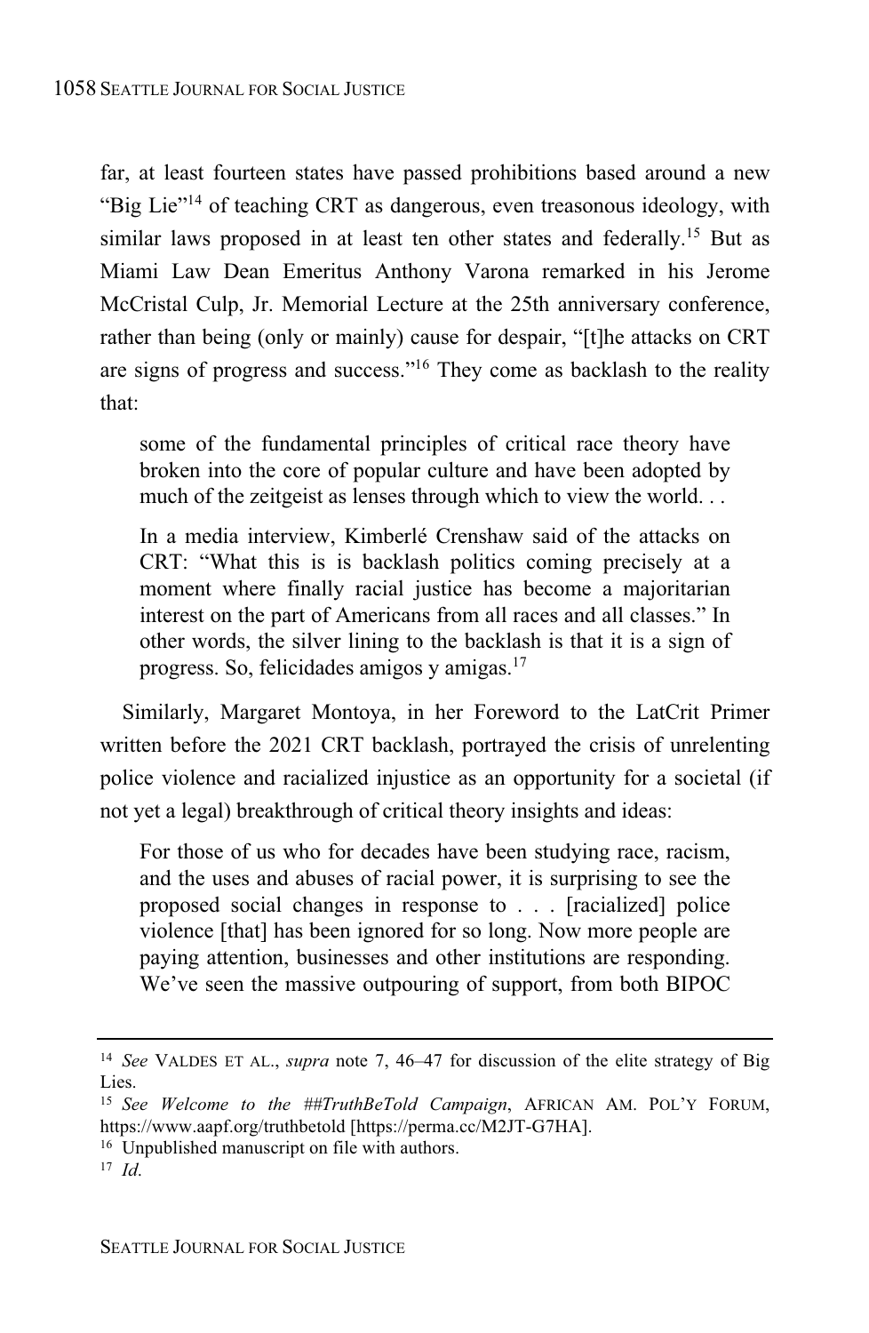far, at least fourteen states have passed prohibitions based around a new "Big Lie"[14] of teaching CRT as dangerous, even treasonous ideology, with similar laws proposed in at least ten other states and federally.[15] But as Miami Law Dean Emeritus Anthony Varona remarked in his Jerome McCristal Culp, Jr. Memorial Lecture at the 25th anniversary conference, rather than being (only or mainly) cause for despair, "[t]he attacks on CRT are signs of progress and success."[16] They come as backlash to the reality that:

> some of the fundamental principles of critical race theory have broken into the core of popular culture and have been adopted by much of the zeitgeist as lenses through which to view the world. . .
>
> In a media interview, Kimberlé Crenshaw said of the attacks on CRT: "What this is is backlash politics coming precisely at a moment where finally racial justice has become a majoritarian interest on the part of Americans from all races and all classes." In other words, the silver lining to the backlash is that it is a sign of progress. So, felicidades amigos y amigas.[17]

Similarly, Margaret Montoya, in her Foreword to the LatCrit Primer written before the 2021 CRT backlash, portrayed the crisis of unrelenting police violence and racialized injustice as an opportunity for a societal (if not yet a legal) breakthrough of critical theory insights and ideas:

> For those of us who for decades have been studying race, racism, and the uses and abuses of racial power, it is surprising to see the proposed social changes in response to . . . [racialized] police violence [that] has been ignored for so long. Now more people are paying attention, businesses and other institutions are responding. We've seen the massive outpouring of support, from both BIPOC

---

[14] *See* VALDES ET AL., *supra* note 7, 46–47 for discussion of the elite strategy of Big Lies.

[15] *See Welcome to the ##TruthBeTold Campaign*, AFRICAN AM. POL'Y FORUM, https://www.aapf.org/truthbetold [https://perma.cc/M2JT-G7HA].

[16] Unpublished manuscript on file with authors.

[17] *Id.*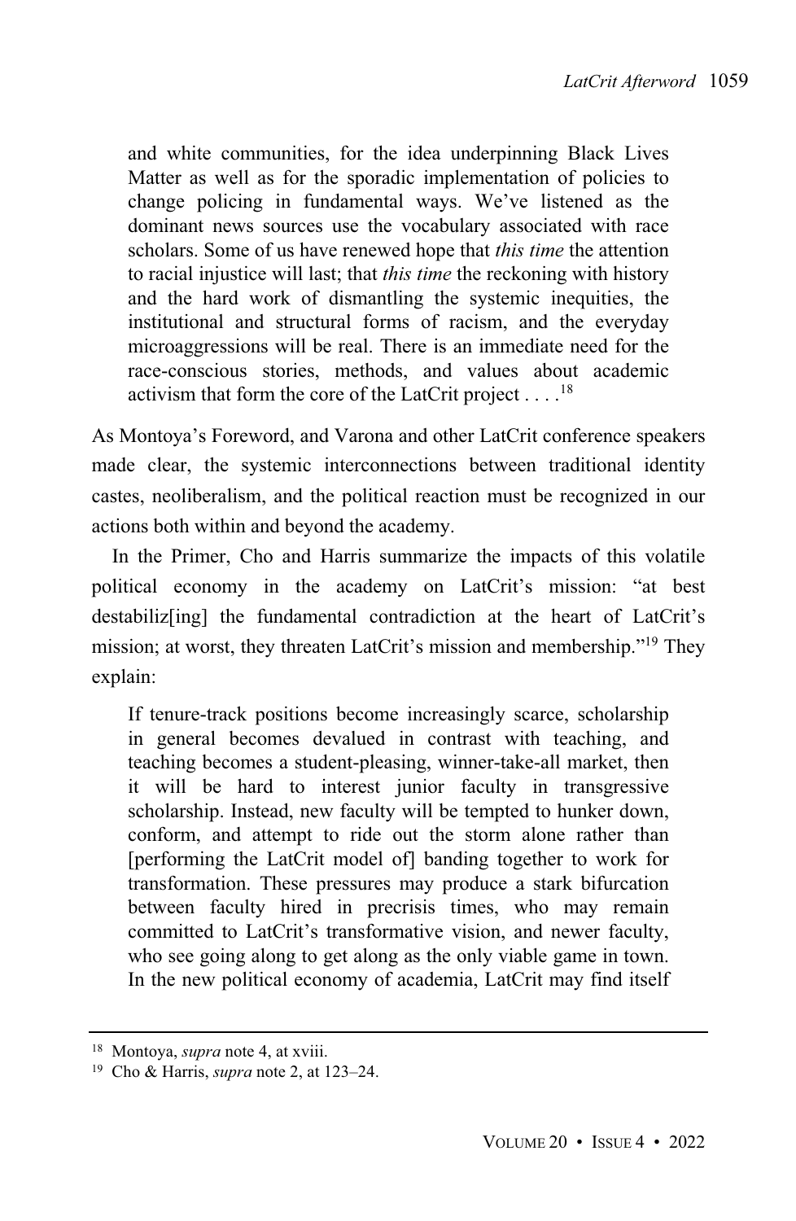> and white communities, for the idea underpinning Black Lives Matter as well as for the sporadic implementation of policies to change policing in fundamental ways. We've listened as the dominant news sources use the vocabulary associated with race scholars. Some of us have renewed hope that *this time* the attention to racial injustice will last; that *this time* the reckoning with history and the hard work of dismantling the systemic inequities, the institutional and structural forms of racism, and the everyday microaggressions will be real. There is an immediate need for the race-conscious stories, methods, and values about academic activism that form the core of the LatCrit project . . . .[18]

As Montoya's Foreword, and Varona and other LatCrit conference speakers made clear, the systemic interconnections between traditional identity castes, neoliberalism, and the political reaction must be recognized in our actions both within and beyond the academy.

In the Primer, Cho and Harris summarize the impacts of this volatile political economy in the academy on LatCrit's mission: "at best destabiliz[ing] the fundamental contradiction at the heart of LatCrit's mission; at worst, they threaten LatCrit's mission and membership."[19] They explain:

> If tenure-track positions become increasingly scarce, scholarship in general becomes devalued in contrast with teaching, and teaching becomes a student-pleasing, winner-take-all market, then it will be hard to interest junior faculty in transgressive scholarship. Instead, new faculty will be tempted to hunker down, conform, and attempt to ride out the storm alone rather than [performing the LatCrit model of] banding together to work for transformation. These pressures may produce a stark bifurcation between faculty hired in precrisis times, who may remain committed to LatCrit's transformative vision, and newer faculty, who see going along to get along as the only viable game in town. In the new political economy of academia, LatCrit may find itself

---

[18] Montoya, *supra* note 4, at xviii.

[19] Cho & Harris, *supra* note 2, at 123–24.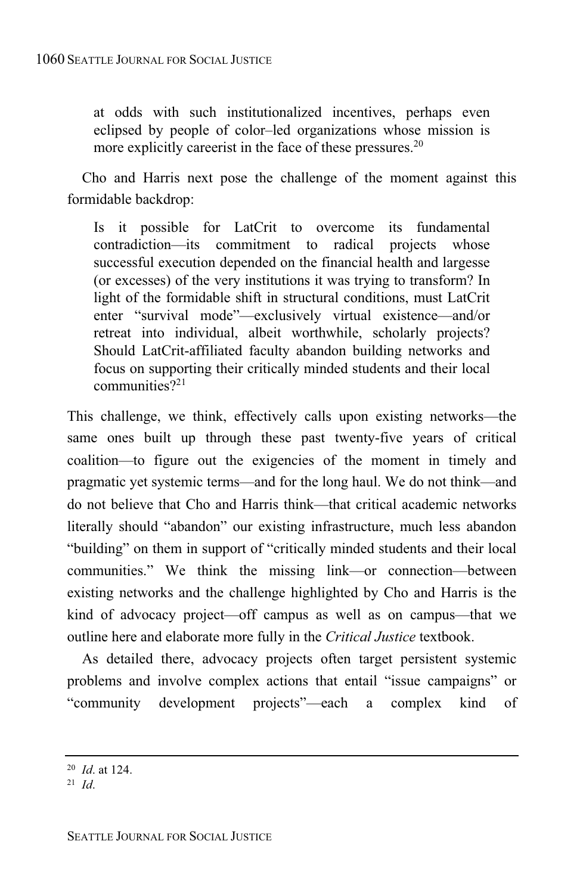> at odds with such institutionalized incentives, perhaps even eclipsed by people of color–led organizations whose mission is more explicitly careerist in the face of these pressures.[20]

Cho and Harris next pose the challenge of the moment against this formidable backdrop:

> Is it possible for LatCrit to overcome its fundamental contradiction—its commitment to radical projects whose successful execution depended on the financial health and largesse (or excesses) of the very institutions it was trying to transform? In light of the formidable shift in structural conditions, must LatCrit enter "survival mode"—exclusively virtual existence—and/or retreat into individual, albeit worthwhile, scholarly projects? Should LatCrit-affiliated faculty abandon building networks and focus on supporting their critically minded students and their local communities?[21]

This challenge, we think, effectively calls upon existing networks—the same ones built up through these past twenty-five years of critical coalition—to figure out the exigencies of the moment in timely and pragmatic yet systemic terms—and for the long haul. We do not think—and do not believe that Cho and Harris think—that critical academic networks literally should "abandon" our existing infrastructure, much less abandon "building" on them in support of "critically minded students and their local communities." We think the missing link—or connection—between existing networks and the challenge highlighted by Cho and Harris is the kind of advocacy project—off campus as well as on campus—that we outline here and elaborate more fully in the *Critical Justice* textbook.

As detailed there, advocacy projects often target persistent systemic problems and involve complex actions that entail "issue campaigns" or "community development projects"—each a complex kind of

---

[20] *Id.* at 124.

[21] *Id.*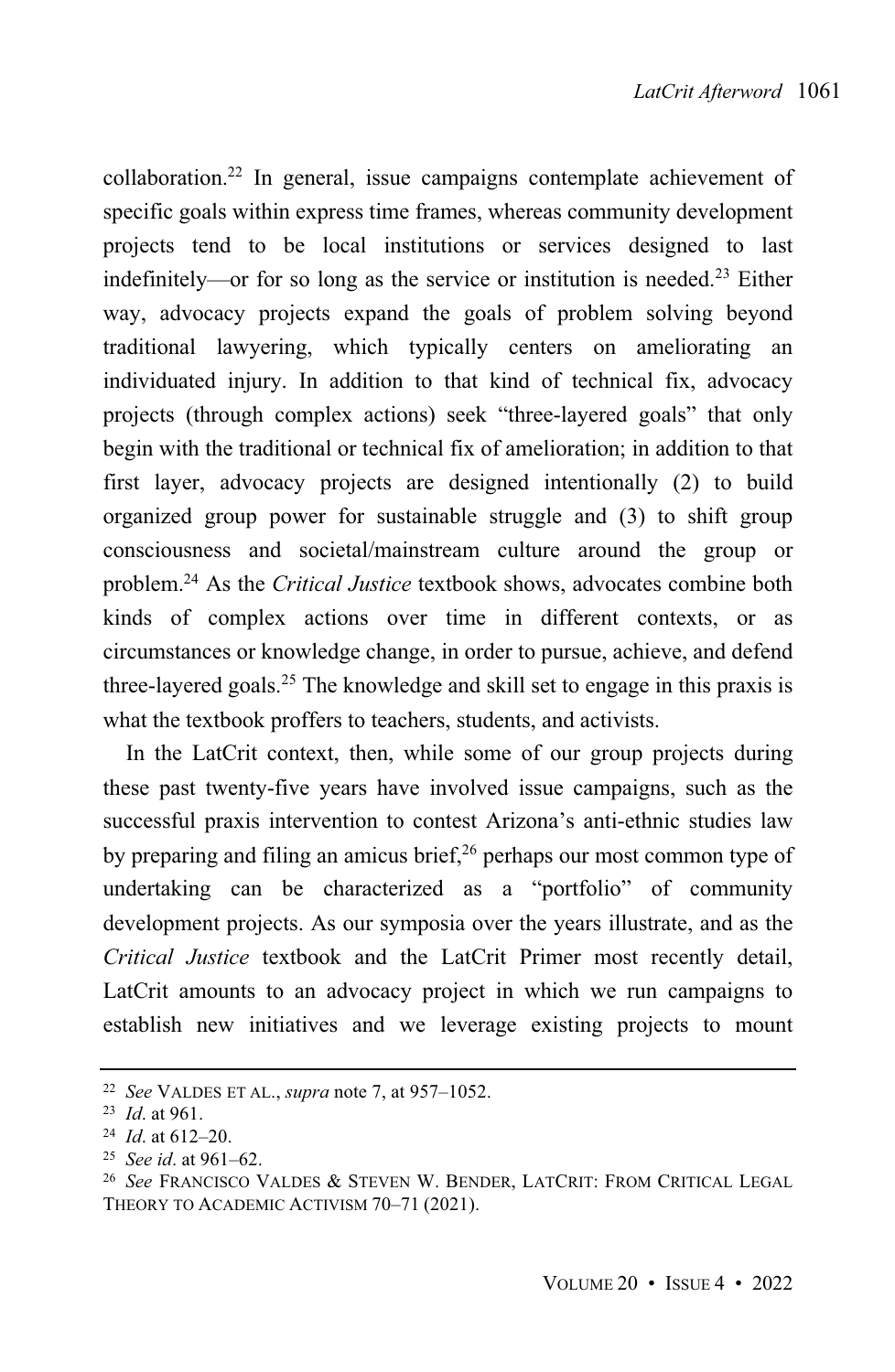collaboration.[22] In general, issue campaigns contemplate achievement of specific goals within express time frames, whereas community development projects tend to be local institutions or services designed to last indefinitely—or for so long as the service or institution is needed.[23] Either way, advocacy projects expand the goals of problem solving beyond traditional lawyering, which typically centers on ameliorating an individuated injury. In addition to that kind of technical fix, advocacy projects (through complex actions) seek "three-layered goals" that only begin with the traditional or technical fix of amelioration; in addition to that first layer, advocacy projects are designed intentionally (2) to build organized group power for sustainable struggle and (3) to shift group consciousness and societal/mainstream culture around the group or problem.[24] As the *Critical Justice* textbook shows, advocates combine both kinds of complex actions over time in different contexts, or as circumstances or knowledge change, in order to pursue, achieve, and defend three-layered goals.[25] The knowledge and skill set to engage in this praxis is what the textbook proffers to teachers, students, and activists.

In the LatCrit context, then, while some of our group projects during these past twenty-five years have involved issue campaigns, such as the successful praxis intervention to contest Arizona's anti-ethnic studies law by preparing and filing an amicus brief,[26] perhaps our most common type of undertaking can be characterized as a "portfolio" of community development projects. As our symposia over the years illustrate, and as the *Critical Justice* textbook and the LatCrit Primer most recently detail, LatCrit amounts to an advocacy project in which we run campaigns to establish new initiatives and we leverage existing projects to mount

---

[22] *See* VALDES ET AL., *supra* note 7, at 957–1052.

[23] *Id*. at 961.

[24] *Id*. at 612–20.

[25] *See id*. at 961–62.

[26] *See* FRANCISCO VALDES & STEVEN W. BENDER, LATCRIT: FROM CRITICAL LEGAL THEORY TO ACADEMIC ACTIVISM 70–71 (2021).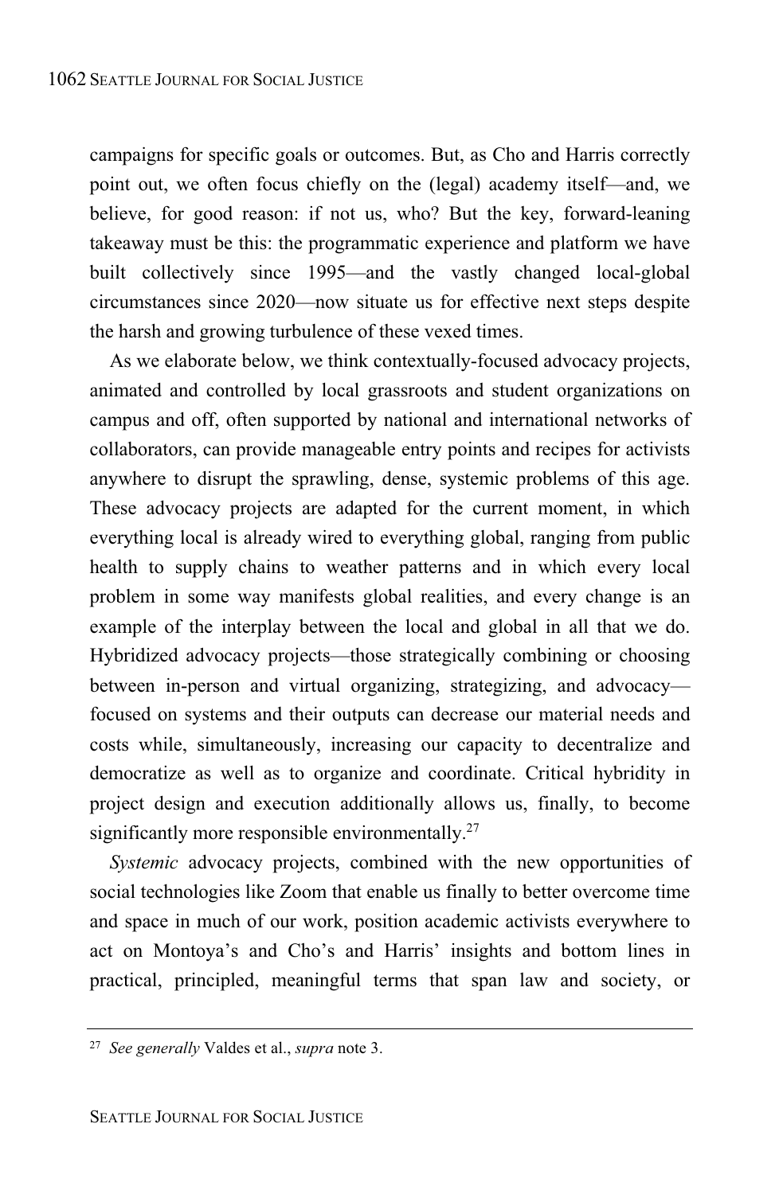campaigns for specific goals or outcomes. But, as Cho and Harris correctly point out, we often focus chiefly on the (legal) academy itself—and, we believe, for good reason: if not us, who? But the key, forward-leaning takeaway must be this: the programmatic experience and platform we have built collectively since 1995—and the vastly changed local-global circumstances since 2020—now situate us for effective next steps despite the harsh and growing turbulence of these vexed times.

As we elaborate below, we think contextually-focused advocacy projects, animated and controlled by local grassroots and student organizations on campus and off, often supported by national and international networks of collaborators, can provide manageable entry points and recipes for activists anywhere to disrupt the sprawling, dense, systemic problems of this age. These advocacy projects are adapted for the current moment, in which everything local is already wired to everything global, ranging from public health to supply chains to weather patterns and in which every local problem in some way manifests global realities, and every change is an example of the interplay between the local and global in all that we do. Hybridized advocacy projects—those strategically combining or choosing between in-person and virtual organizing, strategizing, and advocacy—focused on systems and their outputs can decrease our material needs and costs while, simultaneously, increasing our capacity to decentralize and democratize as well as to organize and coordinate. Critical hybridity in project design and execution additionally allows us, finally, to become significantly more responsible environmentally.[27]

*Systemic* advocacy projects, combined with the new opportunities of social technologies like Zoom that enable us finally to better overcome time and space in much of our work, position academic activists everywhere to act on Montoya's and Cho's and Harris' insights and bottom lines in practical, principled, meaningful terms that span law and society, or

---

[27] *See generally* Valdes et al., *supra* note 3.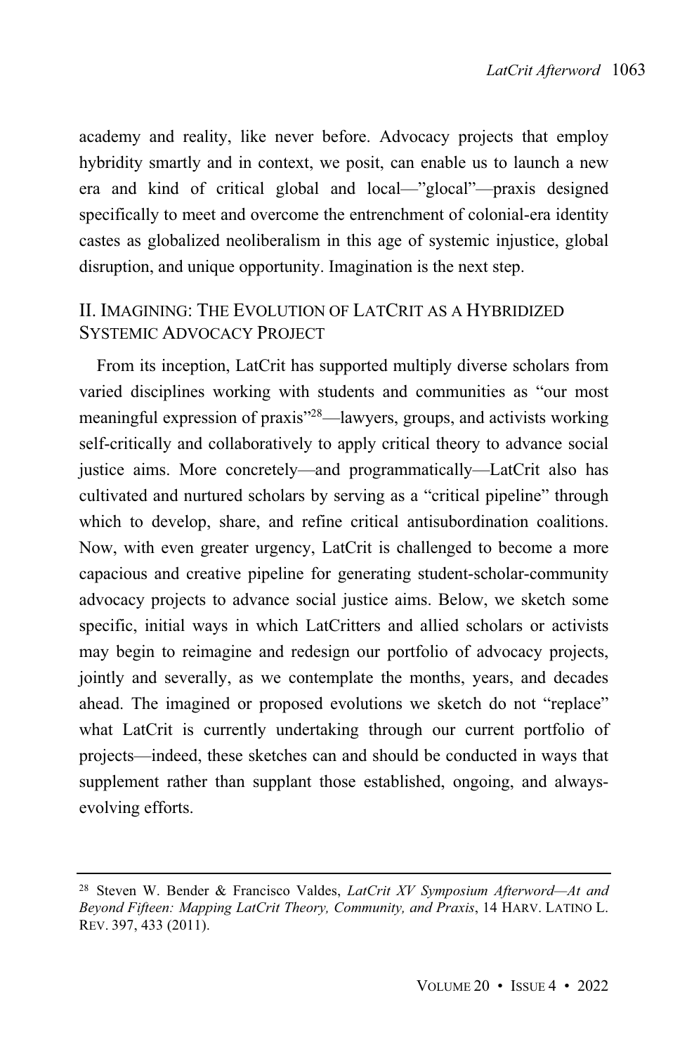academy and reality, like never before. Advocacy projects that employ hybridity smartly and in context, we posit, can enable us to launch a new era and kind of critical global and local—"glocal"—praxis designed specifically to meet and overcome the entrenchment of colonial-era identity castes as globalized neoliberalism in this age of systemic injustice, global disruption, and unique opportunity. Imagination is the next step.

## II. Imagining: The Evolution of LatCrit as a Hybridized Systemic Advocacy Project

From its inception, LatCrit has supported multiply diverse scholars from varied disciplines working with students and communities as "our most meaningful expression of praxis"[28]—lawyers, groups, and activists working self-critically and collaboratively to apply critical theory to advance social justice aims. More concretely—and programmatically—LatCrit also has cultivated and nurtured scholars by serving as a "critical pipeline" through which to develop, share, and refine critical antisubordination coalitions. Now, with even greater urgency, LatCrit is challenged to become a more capacious and creative pipeline for generating student-scholar-community advocacy projects to advance social justice aims. Below, we sketch some specific, initial ways in which LatCritters and allied scholars or activists may begin to reimagine and redesign our portfolio of advocacy projects, jointly and severally, as we contemplate the months, years, and decades ahead. The imagined or proposed evolutions we sketch do not "replace" what LatCrit is currently undertaking through our current portfolio of projects—indeed, these sketches can and should be conducted in ways that supplement rather than supplant those established, ongoing, and always-evolving efforts.

---

[28] Steven W. Bender & Francisco Valdes, *LatCrit XV Symposium Afterword—At and Beyond Fifteen: Mapping LatCrit Theory, Community, and Praxis*, 14 Harv. Latino L. Rev. 397, 433 (2011).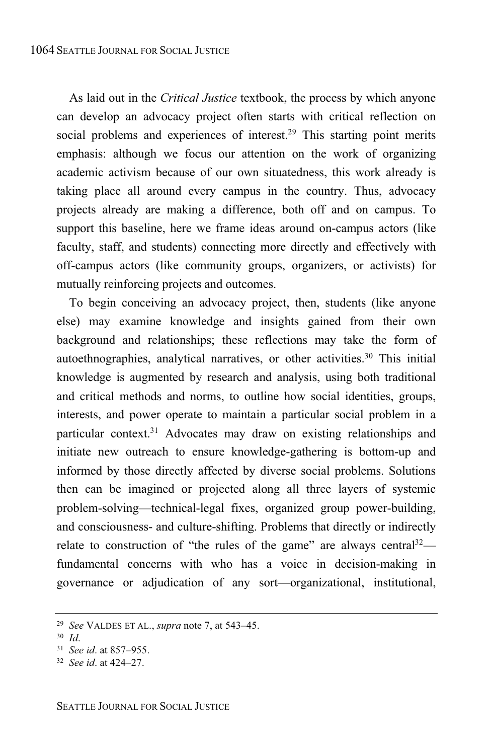As laid out in the *Critical Justice* textbook, the process by which anyone can develop an advocacy project often starts with critical reflection on social problems and experiences of interest.[29] This starting point merits emphasis: although we focus our attention on the work of organizing academic activism because of our own situatedness, this work already is taking place all around every campus in the country. Thus, advocacy projects already are making a difference, both off and on campus. To support this baseline, here we frame ideas around on-campus actors (like faculty, staff, and students) connecting more directly and effectively with off-campus actors (like community groups, organizers, or activists) for mutually reinforcing projects and outcomes.

To begin conceiving an advocacy project, then, students (like anyone else) may examine knowledge and insights gained from their own background and relationships; these reflections may take the form of autoethnographies, analytical narratives, or other activities.[30] This initial knowledge is augmented by research and analysis, using both traditional and critical methods and norms, to outline how social identities, groups, interests, and power operate to maintain a particular social problem in a particular context.[31] Advocates may draw on existing relationships and initiate new outreach to ensure knowledge-gathering is bottom-up and informed by those directly affected by diverse social problems. Solutions then can be imagined or projected along all three layers of systemic problem-solving—technical-legal fixes, organized group power-building, and consciousness- and culture-shifting. Problems that directly or indirectly relate to construction of "the rules of the game" are always central[32]—fundamental concerns with who has a voice in decision-making in governance or adjudication of any sort—organizational, institutional,

---

[29] *See* VALDES ET AL., *supra* note 7, at 543–45.

[30] *Id*.

[31] *See id*. at 857–955.

[32] *See id*. at 424–27.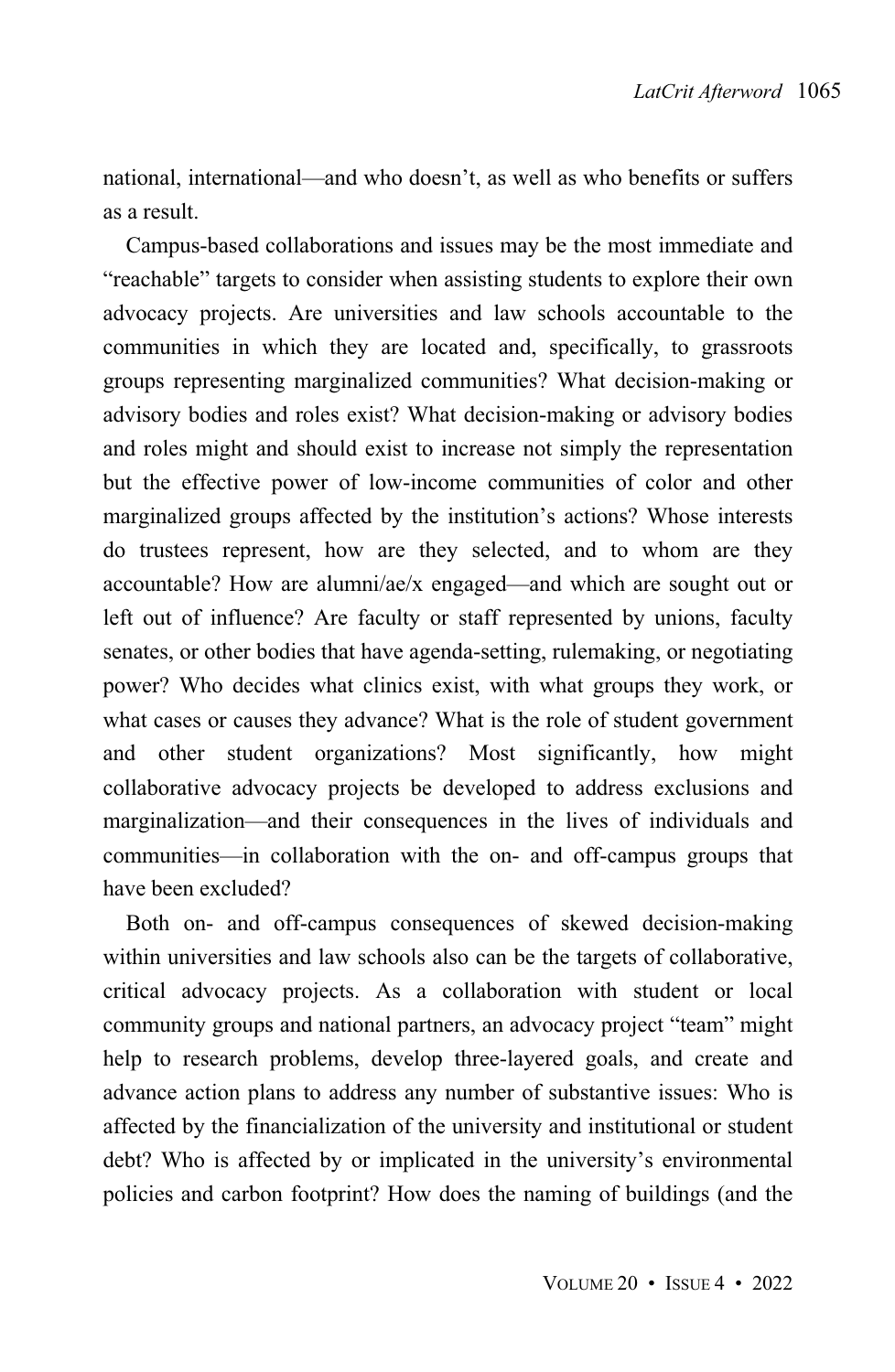national, international—and who doesn't, as well as who benefits or suffers as a result.

Campus-based collaborations and issues may be the most immediate and "reachable" targets to consider when assisting students to explore their own advocacy projects. Are universities and law schools accountable to the communities in which they are located and, specifically, to grassroots groups representing marginalized communities? What decision-making or advisory bodies and roles exist? What decision-making or advisory bodies and roles might and should exist to increase not simply the representation but the effective power of low-income communities of color and other marginalized groups affected by the institution's actions? Whose interests do trustees represent, how are they selected, and to whom are they accountable? How are alumni/ae/x engaged—and which are sought out or left out of influence? Are faculty or staff represented by unions, faculty senates, or other bodies that have agenda-setting, rulemaking, or negotiating power? Who decides what clinics exist, with what groups they work, or what cases or causes they advance? What is the role of student government and other student organizations? Most significantly, how might collaborative advocacy projects be developed to address exclusions and marginalization—and their consequences in the lives of individuals and communities—in collaboration with the on- and off-campus groups that have been excluded?

Both on- and off-campus consequences of skewed decision-making within universities and law schools also can be the targets of collaborative, critical advocacy projects. As a collaboration with student or local community groups and national partners, an advocacy project "team" might help to research problems, develop three-layered goals, and create and advance action plans to address any number of substantive issues: Who is affected by the financialization of the university and institutional or student debt? Who is affected by or implicated in the university's environmental policies and carbon footprint? How does the naming of buildings (and the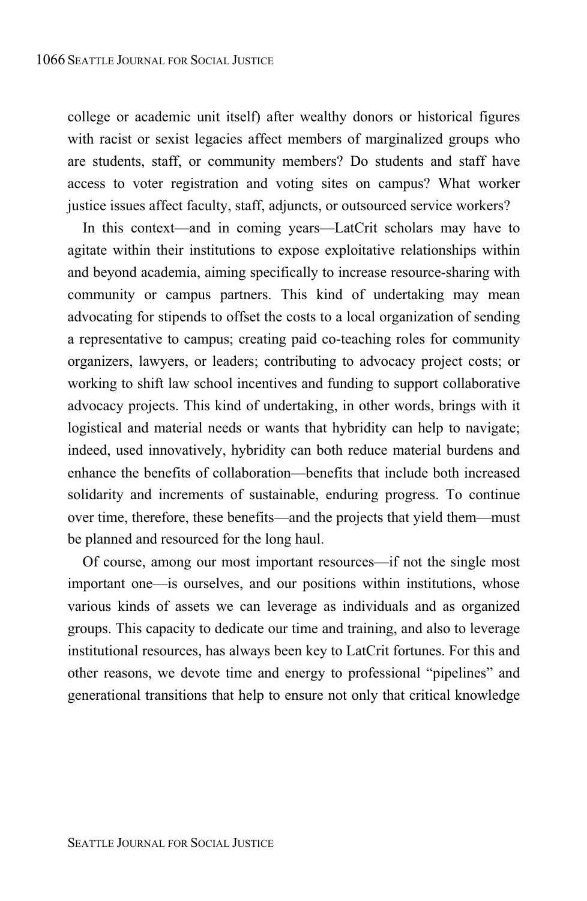college or academic unit itself) after wealthy donors or historical figures with racist or sexist legacies affect members of marginalized groups who are students, staff, or community members? Do students and staff have access to voter registration and voting sites on campus? What worker justice issues affect faculty, staff, adjuncts, or outsourced service workers?

In this context—and in coming years—LatCrit scholars may have to agitate within their institutions to expose exploitative relationships within and beyond academia, aiming specifically to increase resource-sharing with community or campus partners. This kind of undertaking may mean advocating for stipends to offset the costs to a local organization of sending a representative to campus; creating paid co-teaching roles for community organizers, lawyers, or leaders; contributing to advocacy project costs; or working to shift law school incentives and funding to support collaborative advocacy projects. This kind of undertaking, in other words, brings with it logistical and material needs or wants that hybridity can help to navigate; indeed, used innovatively, hybridity can both reduce material burdens and enhance the benefits of collaboration—benefits that include both increased solidarity and increments of sustainable, enduring progress. To continue over time, therefore, these benefits—and the projects that yield them—must be planned and resourced for the long haul.

Of course, among our most important resources—if not the single most important one—is ourselves, and our positions within institutions, whose various kinds of assets we can leverage as individuals and as organized groups. This capacity to dedicate our time and training, and also to leverage institutional resources, has always been key to LatCrit fortunes. For this and other reasons, we devote time and energy to professional "pipelines" and generational transitions that help to ensure not only that critical knowledge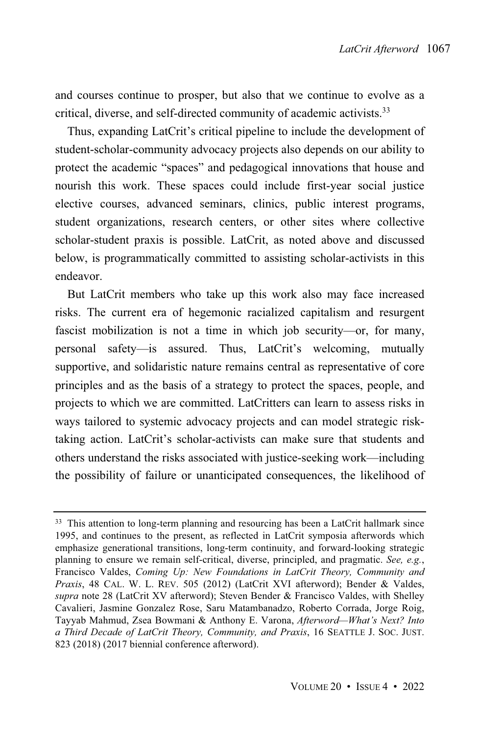and courses continue to prosper, but also that we continue to evolve as a critical, diverse, and self-directed community of academic activists.[33]

Thus, expanding LatCrit's critical pipeline to include the development of student-scholar-community advocacy projects also depends on our ability to protect the academic "spaces" and pedagogical innovations that house and nourish this work. These spaces could include first-year social justice elective courses, advanced seminars, clinics, public interest programs, student organizations, research centers, or other sites where collective scholar-student praxis is possible. LatCrit, as noted above and discussed below, is programmatically committed to assisting scholar-activists in this endeavor.

But LatCrit members who take up this work also may face increased risks. The current era of hegemonic racialized capitalism and resurgent fascist mobilization is not a time in which job security—or, for many, personal safety—is assured. Thus, LatCrit's welcoming, mutually supportive, and solidaristic nature remains central as representative of core principles and as the basis of a strategy to protect the spaces, people, and projects to which we are committed. LatCritters can learn to assess risks in ways tailored to systemic advocacy projects and can model strategic risk-taking action. LatCrit's scholar-activists can make sure that students and others understand the risks associated with justice-seeking work—including the possibility of failure or unanticipated consequences, the likelihood of

---

[33] This attention to long-term planning and resourcing has been a LatCrit hallmark since 1995, and continues to the present, as reflected in LatCrit symposia afterwords which emphasize generational transitions, long-term continuity, and forward-looking strategic planning to ensure we remain self-critical, diverse, principled, and pragmatic. *See, e.g.*, Francisco Valdes, *Coming Up: New Foundations in LatCrit Theory, Community and Praxis*, 48 CAL. W. L. REV. 505 (2012) (LatCrit XVI afterword); Bender & Valdes, *supra* note 28 (LatCrit XV afterword); Steven Bender & Francisco Valdes, with Shelley Cavalieri, Jasmine Gonzalez Rose, Saru Matambanadzo, Roberto Corrada, Jorge Roig, Tayyab Mahmud, Zsea Bowmani & Anthony E. Varona, *Afterword—What's Next? Into a Third Decade of LatCrit Theory, Community, and Praxis*, 16 SEATTLE J. SOC. JUST. 823 (2018) (2017 biennial conference afterword).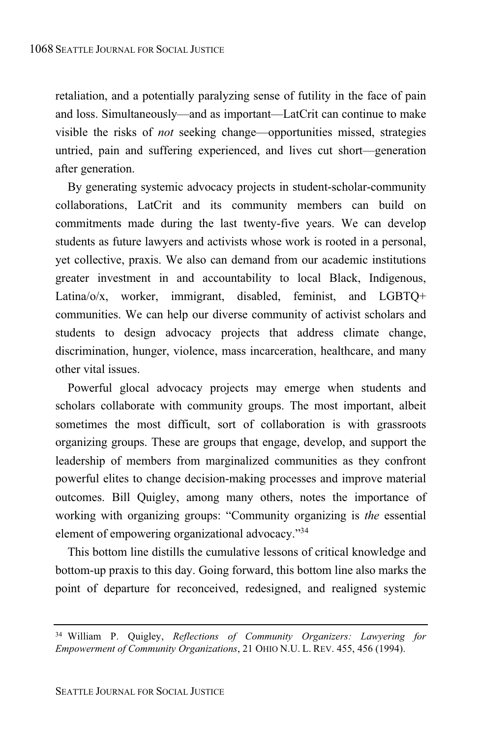retaliation, and a potentially paralyzing sense of futility in the face of pain and loss. Simultaneously—and as important—LatCrit can continue to make visible the risks of *not* seeking change—opportunities missed, strategies untried, pain and suffering experienced, and lives cut short—generation after generation.

By generating systemic advocacy projects in student-scholar-community collaborations, LatCrit and its community members can build on commitments made during the last twenty-five years. We can develop students as future lawyers and activists whose work is rooted in a personal, yet collective, praxis. We also can demand from our academic institutions greater investment in and accountability to local Black, Indigenous, Latina/o/x, worker, immigrant, disabled, feminist, and LGBTQ+ communities. We can help our diverse community of activist scholars and students to design advocacy projects that address climate change, discrimination, hunger, violence, mass incarceration, healthcare, and many other vital issues.

Powerful glocal advocacy projects may emerge when students and scholars collaborate with community groups. The most important, albeit sometimes the most difficult, sort of collaboration is with grassroots organizing groups. These are groups that engage, develop, and support the leadership of members from marginalized communities as they confront powerful elites to change decision-making processes and improve material outcomes. Bill Quigley, among many others, notes the importance of working with organizing groups: "Community organizing is *the* essential element of empowering organizational advocacy."[34]

This bottom line distills the cumulative lessons of critical knowledge and bottom-up praxis to this day. Going forward, this bottom line also marks the point of departure for reconceived, redesigned, and realigned systemic

---

[34] William P. Quigley, *Reflections of Community Organizers: Lawyering for Empowerment of Community Organizations*, 21 OHIO N.U. L. REV. 455, 456 (1994).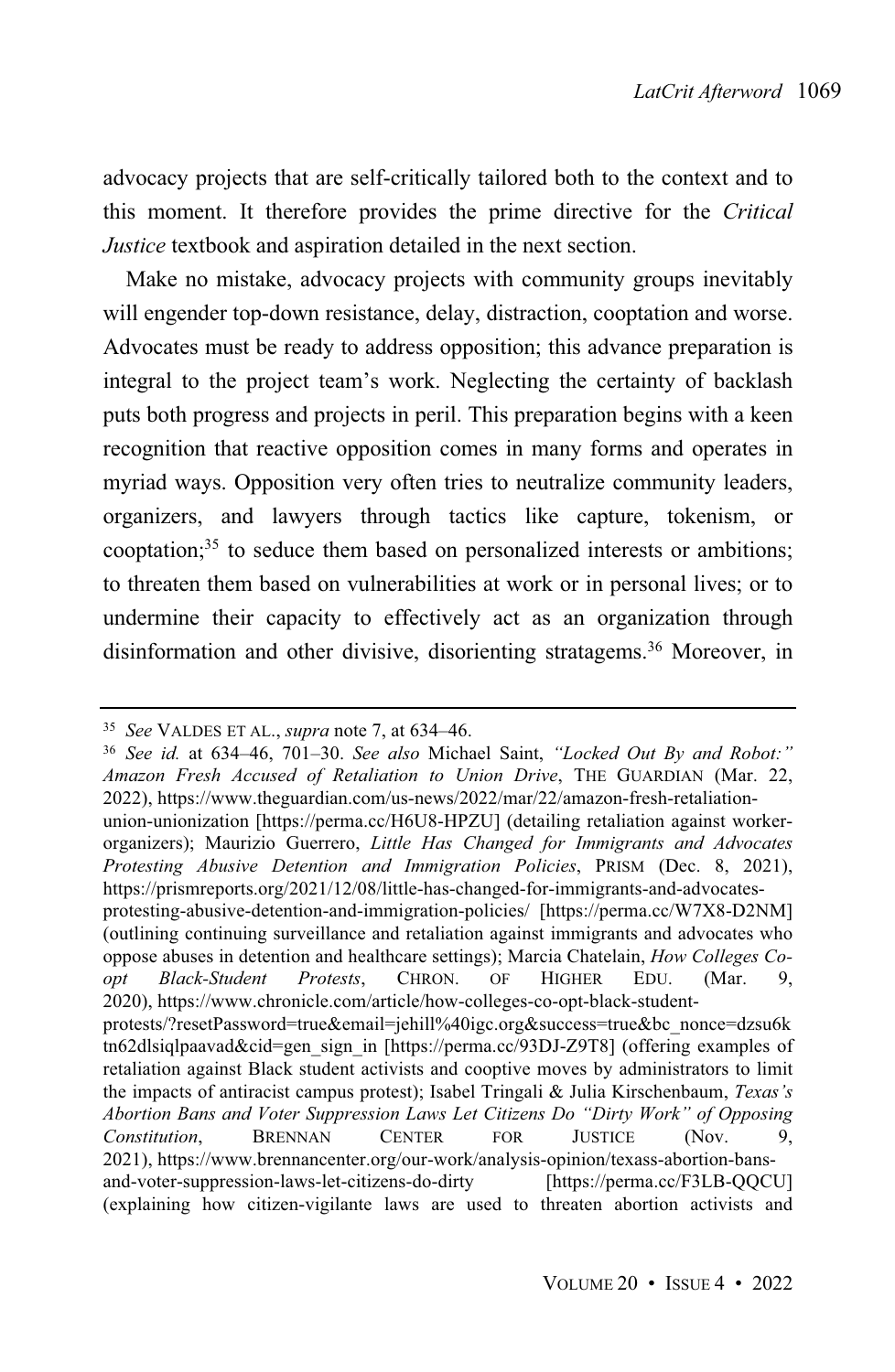advocacy projects that are self-critically tailored both to the context and to this moment. It therefore provides the prime directive for the *Critical Justice* textbook and aspiration detailed in the next section.

Make no mistake, advocacy projects with community groups inevitably will engender top-down resistance, delay, distraction, cooptation and worse. Advocates must be ready to address opposition; this advance preparation is integral to the project team's work. Neglecting the certainty of backlash puts both progress and projects in peril. This preparation begins with a keen recognition that reactive opposition comes in many forms and operates in myriad ways. Opposition very often tries to neutralize community leaders, organizers, and lawyers through tactics like capture, tokenism, or cooptation;[35] to seduce them based on personalized interests or ambitions; to threaten them based on vulnerabilities at work or in personal lives; or to undermine their capacity to effectively act as an organization through disinformation and other divisive, disorienting stratagems.[36] Moreover, in

---

[35] *See* VALDES ET AL., *supra* note 7, at 634–46.

[36] *See id.* at 634–46, 701–30. *See also* Michael Saint, *"Locked Out By and Robot:" Amazon Fresh Accused of Retaliation to Union Drive*, THE GUARDIAN (Mar. 22, 2022), https://www.theguardian.com/us-news/2022/mar/22/amazon-fresh-retaliation-union-unionization [https://perma.cc/H6U8-HPZU] (detailing retaliation against worker-organizers); Maurizio Guerrero, *Little Has Changed for Immigrants and Advocates Protesting Abusive Detention and Immigration Policies*, PRISM (Dec. 8, 2021), https://prismreports.org/2021/12/08/little-has-changed-for-immigrants-and-advocates-protesting-abusive-detention-and-immigration-policies/ [https://perma.cc/W7X8-D2NM] (outlining continuing surveillance and retaliation against immigrants and advocates who oppose abuses in detention and healthcare settings); Marcia Chatelain, *How Colleges Co-opt Black-Student Protests*, CHRON. OF HIGHER EDU. (Mar. 9, 2020), https://www.chronicle.com/article/how-colleges-co-opt-black-student-protests/?resetPassword=true&email=jehill%40igc.org&success=true&bc_nonce=dzsu6ktn62dlsiqlpaavad&cid=gen_sign_in [https://perma.cc/93DJ-Z9T8] (offering examples of retaliation against Black student activists and cooptive moves by administrators to limit the impacts of antiracist campus protest); Isabel Tringali & Julia Kirschenbaum, *Texas's Abortion Bans and Voter Suppression Laws Let Citizens Do "Dirty Work" of Opposing Constitution*, BRENNAN CENTER FOR JUSTICE (Nov. 9, 2021), https://www.brennancenter.org/our-work/analysis-opinion/texass-abortion-bans-and-voter-suppression-laws-let-citizens-do-dirty [https://perma.cc/F3LB-QQCU] (explaining how citizen-vigilante laws are used to threaten abortion activists and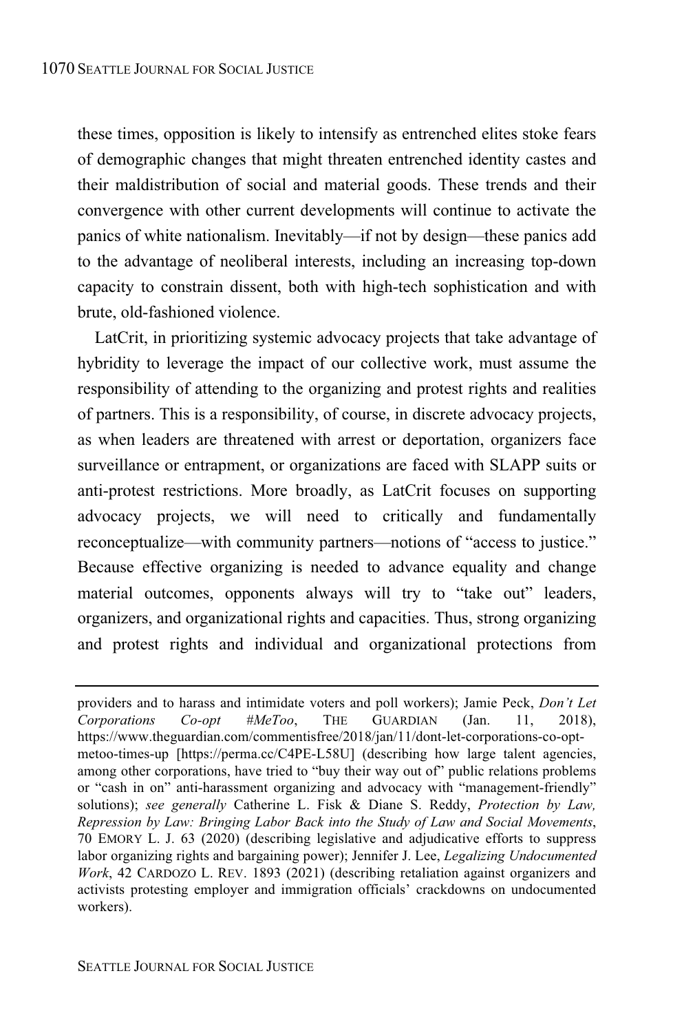these times, opposition is likely to intensify as entrenched elites stoke fears of demographic changes that might threaten entrenched identity castes and their maldistribution of social and material goods. These trends and their convergence with other current developments will continue to activate the panics of white nationalism. Inevitably—if not by design—these panics add to the advantage of neoliberal interests, including an increasing top-down capacity to constrain dissent, both with high-tech sophistication and with brute, old-fashioned violence.

LatCrit, in prioritizing systemic advocacy projects that take advantage of hybridity to leverage the impact of our collective work, must assume the responsibility of attending to the organizing and protest rights and realities of partners. This is a responsibility, of course, in discrete advocacy projects, as when leaders are threatened with arrest or deportation, organizers face surveillance or entrapment, or organizations are faced with SLAPP suits or anti-protest restrictions. More broadly, as LatCrit focuses on supporting advocacy projects, we will need to critically and fundamentally reconceptualize—with community partners—notions of "access to justice." Because effective organizing is needed to advance equality and change material outcomes, opponents always will try to "take out" leaders, organizers, and organizational rights and capacities. Thus, strong organizing and protest rights and individual and organizational protections from

---

providers and to harass and intimidate voters and poll workers); Jamie Peck, *Don't Let Corporations Co-opt #MeToo*, THE GUARDIAN (Jan. 11, 2018), https://www.theguardian.com/commentisfree/2018/jan/11/dont-let-corporations-co-opt-metoo-times-up [https://perma.cc/C4PE-L58U] (describing how large talent agencies, among other corporations, have tried to "buy their way out of" public relations problems or "cash in on" anti-harassment organizing and advocacy with "management-friendly" solutions); *see generally* Catherine L. Fisk & Diane S. Reddy, *Protection by Law, Repression by Law: Bringing Labor Back into the Study of Law and Social Movements*, 70 EMORY L. J. 63 (2020) (describing legislative and adjudicative efforts to suppress labor organizing rights and bargaining power); Jennifer J. Lee, *Legalizing Undocumented Work*, 42 CARDOZO L. REV. 1893 (2021) (describing retaliation against organizers and activists protesting employer and immigration officials' crackdowns on undocumented workers).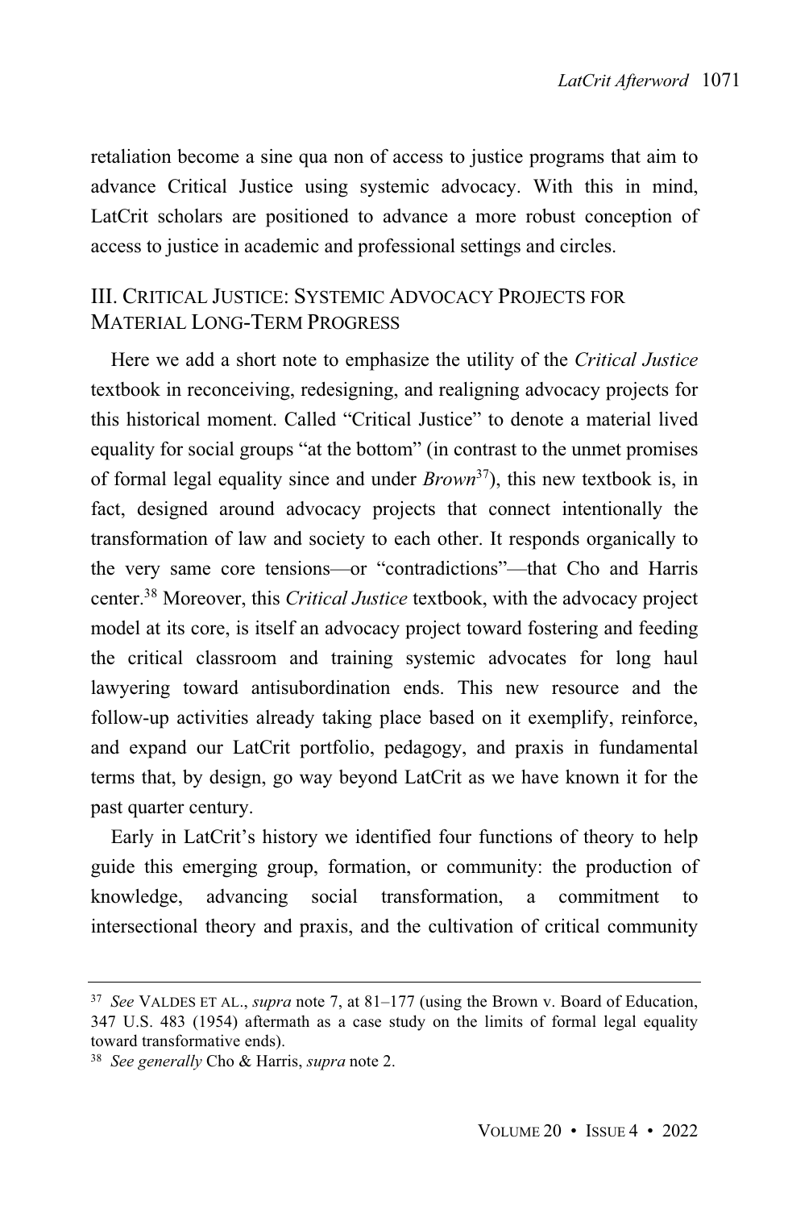retaliation become a sine qua non of access to justice programs that aim to advance Critical Justice using systemic advocacy. With this in mind, LatCrit scholars are positioned to advance a more robust conception of access to justice in academic and professional settings and circles.

## III. Critical Justice: Systemic Advocacy Projects for Material Long-Term Progress

Here we add a short note to emphasize the utility of the *Critical Justice* textbook in reconceiving, redesigning, and realigning advocacy projects for this historical moment. Called "Critical Justice" to denote a material lived equality for social groups "at the bottom" (in contrast to the unmet promises of formal legal equality since and under *Brown*[37]), this new textbook is, in fact, designed around advocacy projects that connect intentionally the transformation of law and society to each other. It responds organically to the very same core tensions—or "contradictions"—that Cho and Harris center.[38] Moreover, this *Critical Justice* textbook, with the advocacy project model at its core, is itself an advocacy project toward fostering and feeding the critical classroom and training systemic advocates for long haul lawyering toward antisubordination ends. This new resource and the follow-up activities already taking place based on it exemplify, reinforce, and expand our LatCrit portfolio, pedagogy, and praxis in fundamental terms that, by design, go way beyond LatCrit as we have known it for the past quarter century.

Early in LatCrit's history we identified four functions of theory to help guide this emerging group, formation, or community: the production of knowledge, advancing social transformation, a commitment to intersectional theory and praxis, and the cultivation of critical community

---

[37] *See* Valdes et al., *supra* note 7, at 81–177 (using the Brown v. Board of Education, 347 U.S. 483 (1954) aftermath as a case study on the limits of formal legal equality toward transformative ends).

[38] *See generally* Cho & Harris, *supra* note 2.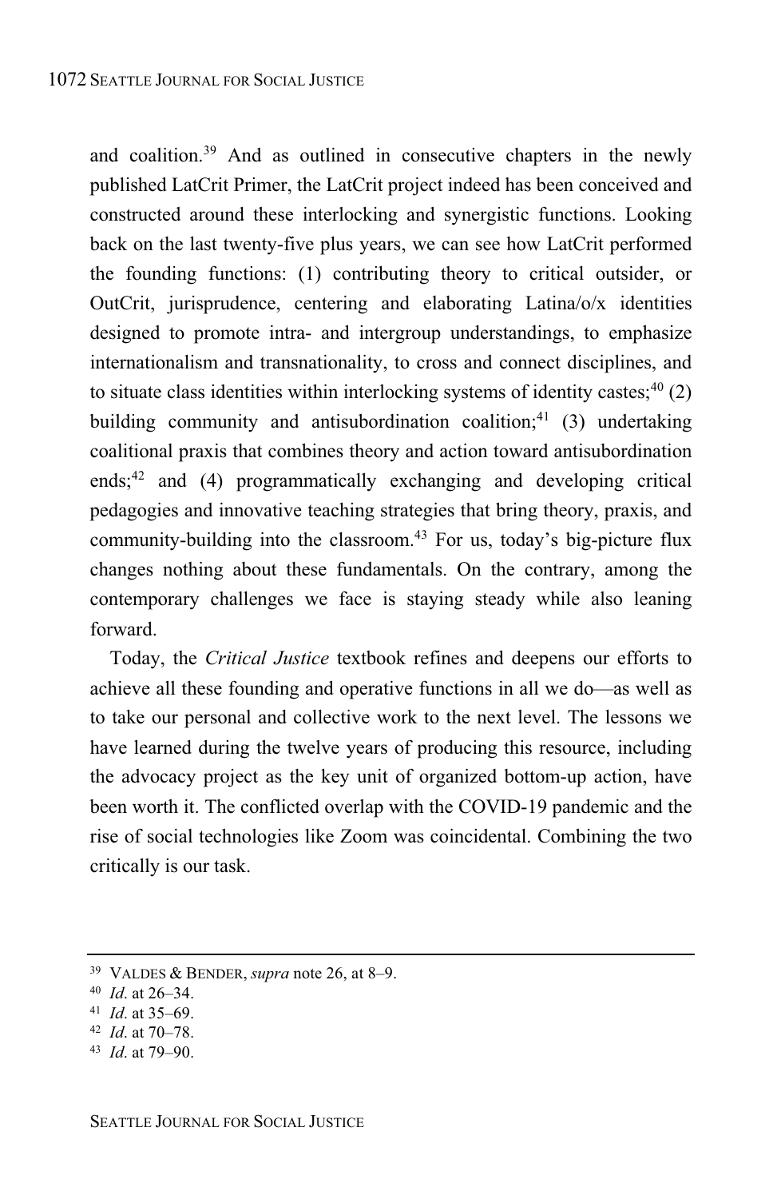and coalition.[39] And as outlined in consecutive chapters in the newly published LatCrit Primer, the LatCrit project indeed has been conceived and constructed around these interlocking and synergistic functions. Looking back on the last twenty-five plus years, we can see how LatCrit performed the founding functions: (1) contributing theory to critical outsider, or OutCrit, jurisprudence, centering and elaborating Latina/o/x identities designed to promote intra- and intergroup understandings, to emphasize internationalism and transnationality, to cross and connect disciplines, and to situate class identities within interlocking systems of identity castes;[40] (2) building community and antisubordination coalition;[41] (3) undertaking coalitional praxis that combines theory and action toward antisubordination ends;[42] and (4) programmatically exchanging and developing critical pedagogies and innovative teaching strategies that bring theory, praxis, and community-building into the classroom.[43] For us, today's big-picture flux changes nothing about these fundamentals. On the contrary, among the contemporary challenges we face is staying steady while also leaning forward.

Today, the *Critical Justice* textbook refines and deepens our efforts to achieve all these founding and operative functions in all we do—as well as to take our personal and collective work to the next level. The lessons we have learned during the twelve years of producing this resource, including the advocacy project as the key unit of organized bottom-up action, have been worth it. The conflicted overlap with the COVID-19 pandemic and the rise of social technologies like Zoom was coincidental. Combining the two critically is our task.

---

[39] VALDES & BENDER, *supra* note 26, at 8–9.

[40] *Id*. at 26–34.

[41] *Id*. at 35–69.

[42] *Id*. at 70–78.

[43] *Id*. at 79–90.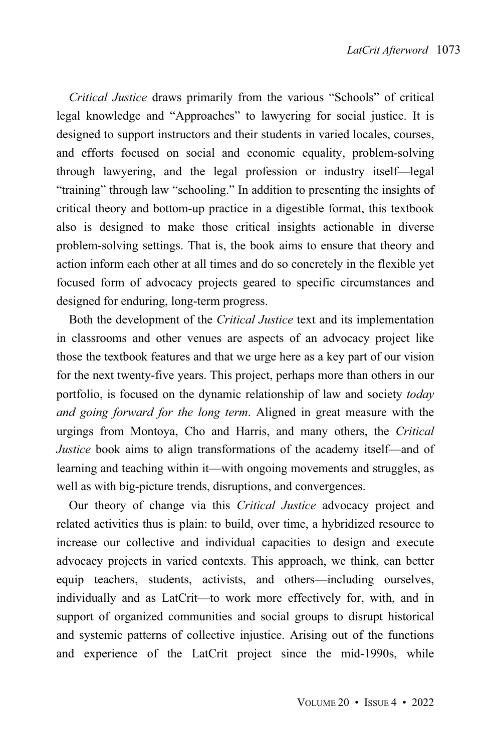*Critical Justice* draws primarily from the various "Schools" of critical legal knowledge and "Approaches" to lawyering for social justice. It is designed to support instructors and their students in varied locales, courses, and efforts focused on social and economic equality, problem-solving through lawyering, and the legal profession or industry itself—legal "training" through law "schooling." In addition to presenting the insights of critical theory and bottom-up practice in a digestible format, this textbook also is designed to make those critical insights actionable in diverse problem-solving settings. That is, the book aims to ensure that theory and action inform each other at all times and do so concretely in the flexible yet focused form of advocacy projects geared to specific circumstances and designed for enduring, long-term progress.

Both the development of the *Critical Justice* text and its implementation in classrooms and other venues are aspects of an advocacy project like those the textbook features and that we urge here as a key part of our vision for the next twenty-five years. This project, perhaps more than others in our portfolio, is focused on the dynamic relationship of law and society *today and going forward for the long term*. Aligned in great measure with the urgings from Montoya, Cho and Harris, and many others, the *Critical Justice* book aims to align transformations of the academy itself—and of learning and teaching within it—with ongoing movements and struggles, as well as with big-picture trends, disruptions, and convergences.

Our theory of change via this *Critical Justice* advocacy project and related activities thus is plain: to build, over time, a hybridized resource to increase our collective and individual capacities to design and execute advocacy projects in varied contexts. This approach, we think, can better equip teachers, students, activists, and others—including ourselves, individually and as LatCrit—to work more effectively for, with, and in support of organized communities and social groups to disrupt historical and systemic patterns of collective injustice. Arising out of the functions and experience of the LatCrit project since the mid-1990s, while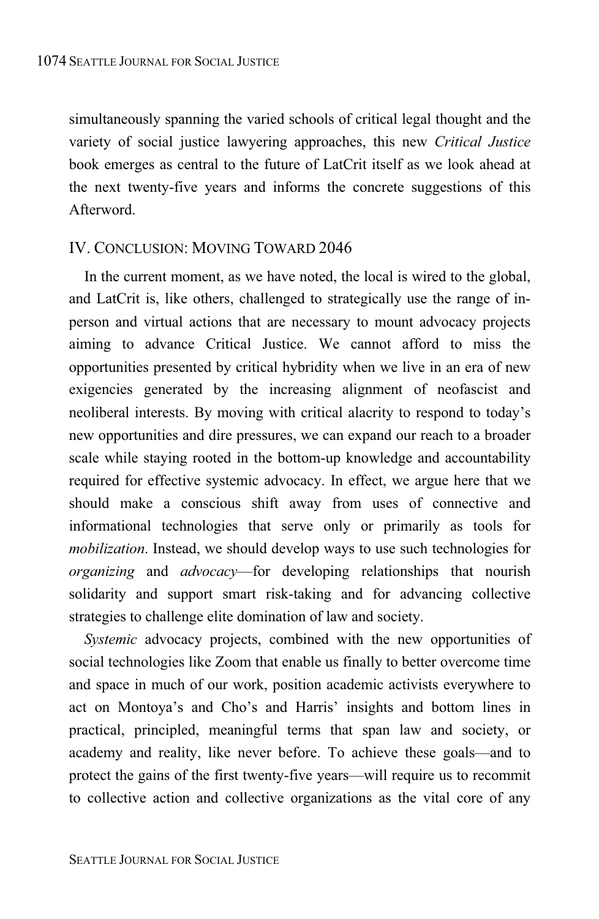simultaneously spanning the varied schools of critical legal thought and the variety of social justice lawyering approaches, this new *Critical Justice* book emerges as central to the future of LatCrit itself as we look ahead at the next twenty-five years and informs the concrete suggestions of this Afterword.

## IV. CONCLUSION: MOVING TOWARD 2046

In the current moment, as we have noted, the local is wired to the global, and LatCrit is, like others, challenged to strategically use the range of in-person and virtual actions that are necessary to mount advocacy projects aiming to advance Critical Justice. We cannot afford to miss the opportunities presented by critical hybridity when we live in an era of new exigencies generated by the increasing alignment of neofascist and neoliberal interests. By moving with critical alacrity to respond to today's new opportunities and dire pressures, we can expand our reach to a broader scale while staying rooted in the bottom-up knowledge and accountability required for effective systemic advocacy. In effect, we argue here that we should make a conscious shift away from uses of connective and informational technologies that serve only or primarily as tools for *mobilization*. Instead, we should develop ways to use such technologies for *organizing* and *advocacy*—for developing relationships that nourish solidarity and support smart risk-taking and for advancing collective strategies to challenge elite domination of law and society.

*Systemic* advocacy projects, combined with the new opportunities of social technologies like Zoom that enable us finally to better overcome time and space in much of our work, position academic activists everywhere to act on Montoya's and Cho's and Harris' insights and bottom lines in practical, principled, meaningful terms that span law and society, or academy and reality, like never before. To achieve these goals—and to protect the gains of the first twenty-five years—will require us to recommit to collective action and collective organizations as the vital core of any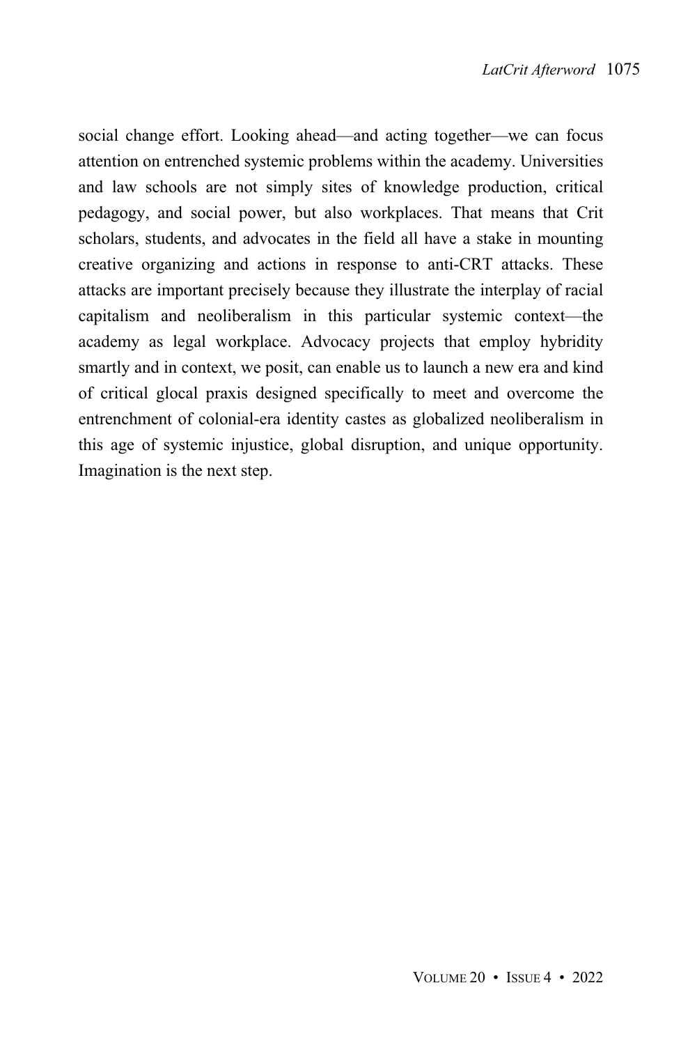social change effort. Looking ahead—and acting together—we can focus attention on entrenched systemic problems within the academy. Universities and law schools are not simply sites of knowledge production, critical pedagogy, and social power, but also workplaces. That means that Crit scholars, students, and advocates in the field all have a stake in mounting creative organizing and actions in response to anti-CRT attacks. These attacks are important precisely because they illustrate the interplay of racial capitalism and neoliberalism in this particular systemic context—the academy as legal workplace. Advocacy projects that employ hybridity smartly and in context, we posit, can enable us to launch a new era and kind of critical glocal praxis designed specifically to meet and overcome the entrenchment of colonial-era identity castes as globalized neoliberalism in this age of systemic injustice, global disruption, and unique opportunity. Imagination is the next step.